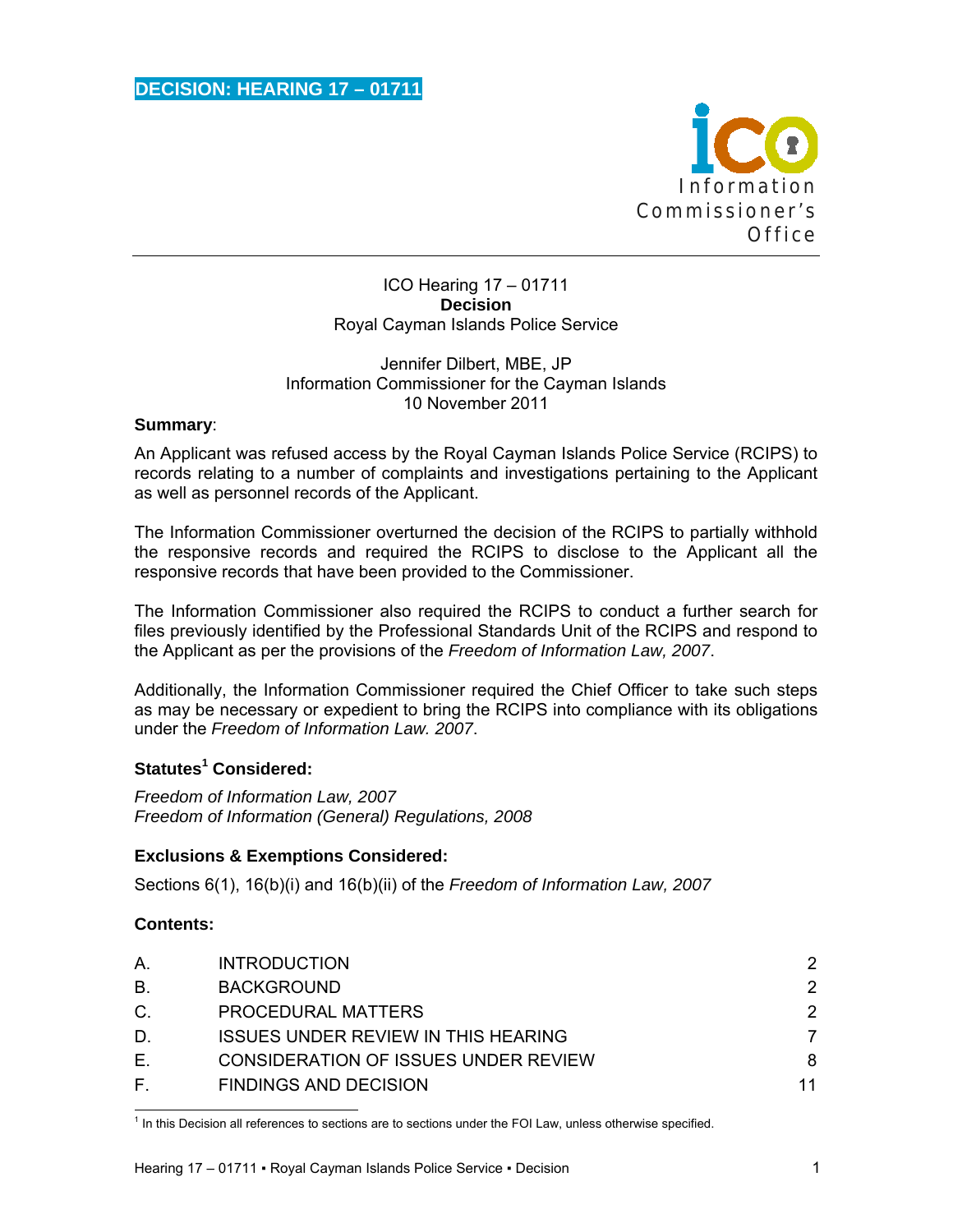# DECISION: HEARING 17 – 01711

Information Commissioner's Office

ICO Hearing 17 – 01711
**Decision**
Royal Cayman Islands Police Service

Jennifer Dilbert, MBE, JP
Information Commissioner for the Cayman Islands
10 November 2011

**Summary**:

An Applicant was refused access by the Royal Cayman Islands Police Service (RCIPS) to records relating to a number of complaints and investigations pertaining to the Applicant as well as personnel records of the Applicant.

The Information Commissioner overturned the decision of the RCIPS to partially withhold the responsive records and required the RCIPS to disclose to the Applicant all the responsive records that have been provided to the Commissioner.

The Information Commissioner also required the RCIPS to conduct a further search for files previously identified by the Professional Standards Unit of the RCIPS and respond to the Applicant as per the provisions of the *Freedom of Information Law, 2007*.

Additionally, the Information Commissioner required the Chief Officer to take such steps as may be necessary or expedient to bring the RCIPS into compliance with its obligations under the *Freedom of Information Law. 2007*.

### Statutes[1] Considered:

*Freedom of Information Law, 2007*
*Freedom of Information (General) Regulations, 2008*

### Exclusions & Exemptions Considered:

Sections 6(1), 16(b)(i) and 16(b)(ii) of the *Freedom of Information Law, 2007*

### Contents:

| | | |
|---|---|---|
| A. | INTRODUCTION | 2 |
| B. | BACKGROUND | 2 |
| C. | PROCEDURAL MATTERS | 2 |
| D. | ISSUES UNDER REVIEW IN THIS HEARING | 7 |
| E. | CONSIDERATION OF ISSUES UNDER REVIEW | 8 |
| F. | FINDINGS AND DECISION | 11 |

[1] In this Decision all references to sections are to sections under the FOI Law, unless otherwise specified.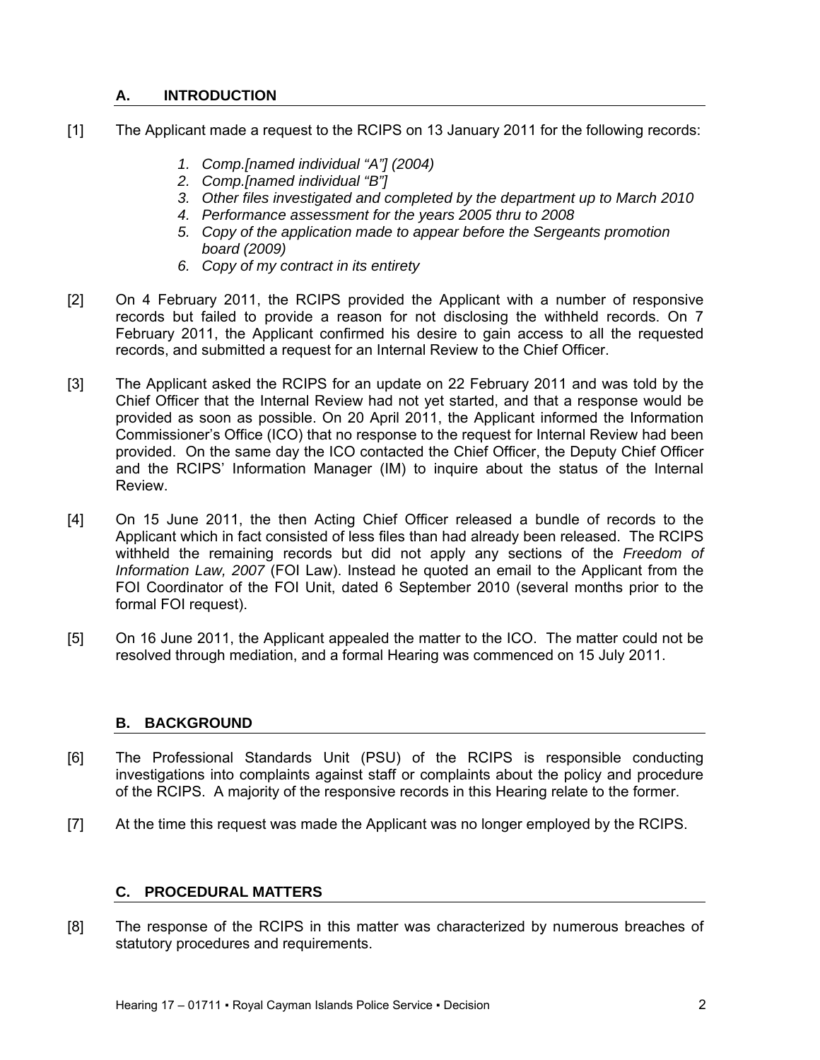## A. INTRODUCTION

[1] The Applicant made a request to the RCIPS on 13 January 2011 for the following records:

1. *Comp.[named individual "A"] (2004)*
2. *Comp.[named individual "B"]*
3. *Other files investigated and completed by the department up to March 2010*
4. *Performance assessment for the years 2005 thru to 2008*
5. *Copy of the application made to appear before the Sergeants promotion board (2009)*
6. *Copy of my contract in its entirety*

[2] On 4 February 2011, the RCIPS provided the Applicant with a number of responsive records but failed to provide a reason for not disclosing the withheld records. On 7 February 2011, the Applicant confirmed his desire to gain access to all the requested records, and submitted a request for an Internal Review to the Chief Officer.

[3] The Applicant asked the RCIPS for an update on 22 February 2011 and was told by the Chief Officer that the Internal Review had not yet started, and that a response would be provided as soon as possible. On 20 April 2011, the Applicant informed the Information Commissioner's Office (ICO) that no response to the request for Internal Review had been provided. On the same day the ICO contacted the Chief Officer, the Deputy Chief Officer and the RCIPS' Information Manager (IM) to inquire about the status of the Internal Review.

[4] On 15 June 2011, the then Acting Chief Officer released a bundle of records to the Applicant which in fact consisted of less files than had already been released. The RCIPS withheld the remaining records but did not apply any sections of the *Freedom of Information Law, 2007* (FOI Law). Instead he quoted an email to the Applicant from the FOI Coordinator of the FOI Unit, dated 6 September 2010 (several months prior to the formal FOI request).

[5] On 16 June 2011, the Applicant appealed the matter to the ICO. The matter could not be resolved through mediation, and a formal Hearing was commenced on 15 July 2011.

## B. BACKGROUND

[6] The Professional Standards Unit (PSU) of the RCIPS is responsible conducting investigations into complaints against staff or complaints about the policy and procedure of the RCIPS. A majority of the responsive records in this Hearing relate to the former.

[7] At the time this request was made the Applicant was no longer employed by the RCIPS.

## C. PROCEDURAL MATTERS

[8] The response of the RCIPS in this matter was characterized by numerous breaches of statutory procedures and requirements.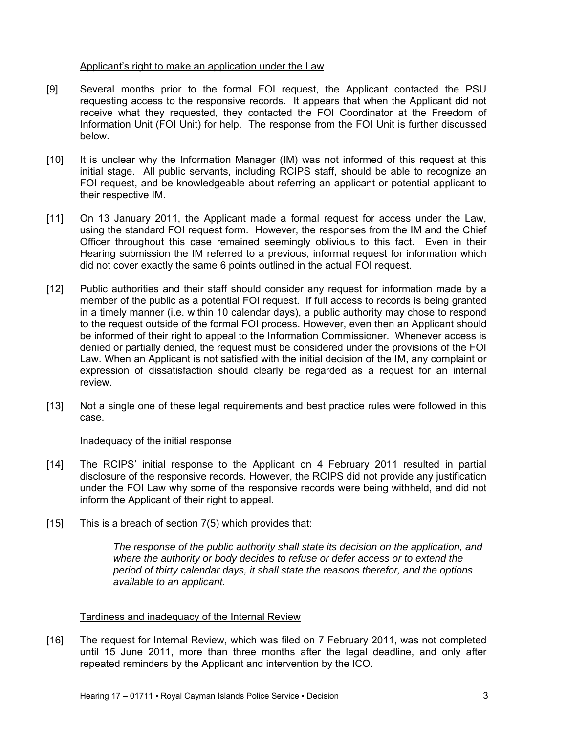<u>Applicant's right to make an application under the Law</u>

[9] Several months prior to the formal FOI request, the Applicant contacted the PSU requesting access to the responsive records. It appears that when the Applicant did not receive what they requested, they contacted the FOI Coordinator at the Freedom of Information Unit (FOI Unit) for help. The response from the FOI Unit is further discussed below.

[10] It is unclear why the Information Manager (IM) was not informed of this request at this initial stage. All public servants, including RCIPS staff, should be able to recognize an FOI request, and be knowledgeable about referring an applicant or potential applicant to their respective IM.

[11] On 13 January 2011, the Applicant made a formal request for access under the Law, using the standard FOI request form. However, the responses from the IM and the Chief Officer throughout this case remained seemingly oblivious to this fact. Even in their Hearing submission the IM referred to a previous, informal request for information which did not cover exactly the same 6 points outlined in the actual FOI request.

[12] Public authorities and their staff should consider any request for information made by a member of the public as a potential FOI request. If full access to records is being granted in a timely manner (i.e. within 10 calendar days), a public authority may chose to respond to the request outside of the formal FOI process. However, even then an Applicant should be informed of their right to appeal to the Information Commissioner. Whenever access is denied or partially denied, the request must be considered under the provisions of the FOI Law. When an Applicant is not satisfied with the initial decision of the IM, any complaint or expression of dissatisfaction should clearly be regarded as a request for an internal review.

[13] Not a single one of these legal requirements and best practice rules were followed in this case.

<u>Inadequacy of the initial response</u>

[14] The RCIPS' initial response to the Applicant on 4 February 2011 resulted in partial disclosure of the responsive records. However, the RCIPS did not provide any justification under the FOI Law why some of the responsive records were being withheld, and did not inform the Applicant of their right to appeal.

[15] This is a breach of section 7(5) which provides that:

> *The response of the public authority shall state its decision on the application, and where the authority or body decides to refuse or defer access or to extend the period of thirty calendar days, it shall state the reasons therefor, and the options available to an applicant.*

<u>Tardiness and inadequacy of the Internal Review</u>

[16] The request for Internal Review, which was filed on 7 February 2011, was not completed until 15 June 2011, more than three months after the legal deadline, and only after repeated reminders by the Applicant and intervention by the ICO.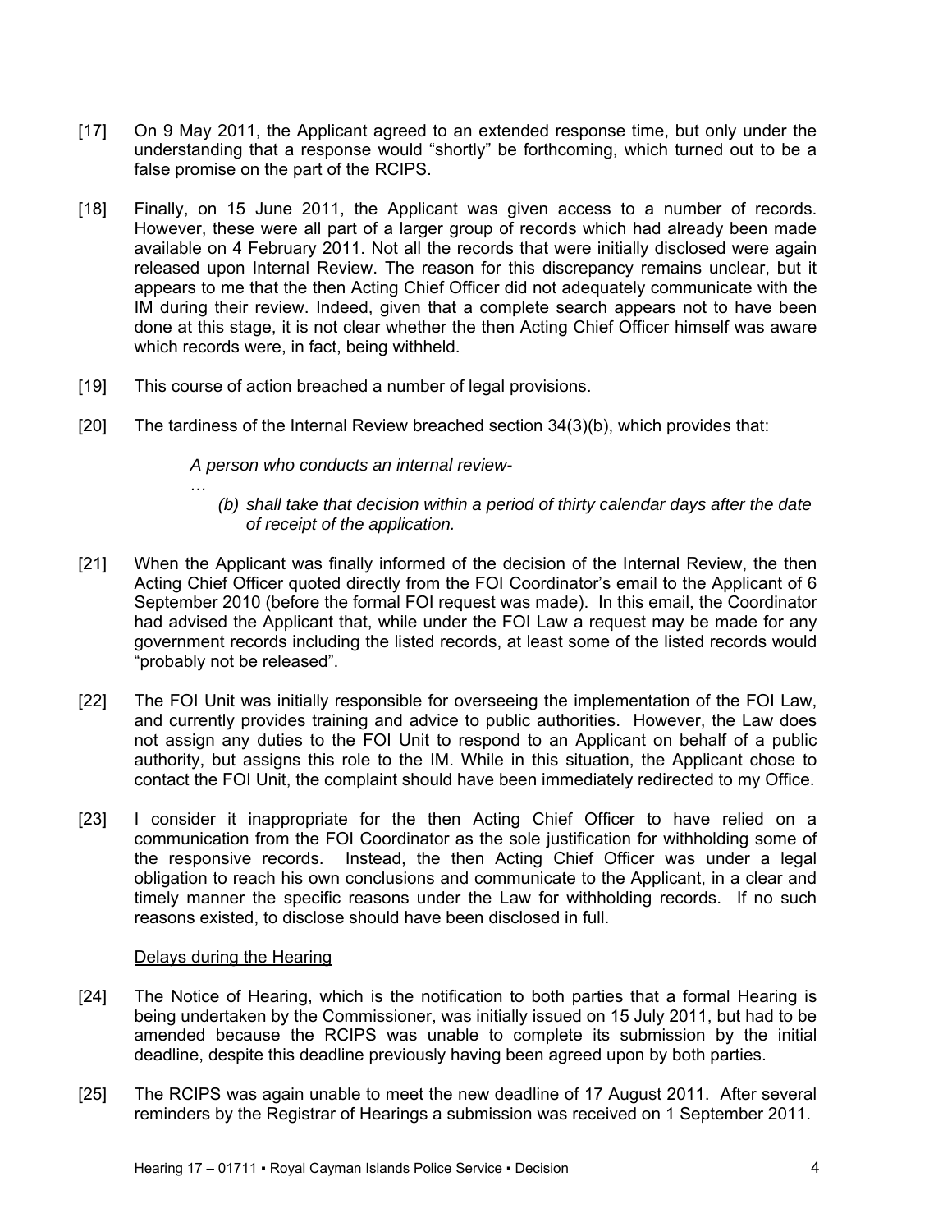[17] On 9 May 2011, the Applicant agreed to an extended response time, but only under the understanding that a response would "shortly" be forthcoming, which turned out to be a false promise on the part of the RCIPS.

[18] Finally, on 15 June 2011, the Applicant was given access to a number of records. However, these were all part of a larger group of records which had already been made available on 4 February 2011. Not all the records that were initially disclosed were again released upon Internal Review. The reason for this discrepancy remains unclear, but it appears to me that the then Acting Chief Officer did not adequately communicate with the IM during their review. Indeed, given that a complete search appears not to have been done at this stage, it is not clear whether the then Acting Chief Officer himself was aware which records were, in fact, being withheld.

[19] This course of action breached a number of legal provisions.

[20] The tardiness of the Internal Review breached section 34(3)(b), which provides that:

> *A person who conducts an internal review-*
>
> *…*
>
> *(b) shall take that decision within a period of thirty calendar days after the date of receipt of the application.*

[21] When the Applicant was finally informed of the decision of the Internal Review, the then Acting Chief Officer quoted directly from the FOI Coordinator's email to the Applicant of 6 September 2010 (before the formal FOI request was made). In this email, the Coordinator had advised the Applicant that, while under the FOI Law a request may be made for any government records including the listed records, at least some of the listed records would "probably not be released".

[22] The FOI Unit was initially responsible for overseeing the implementation of the FOI Law, and currently provides training and advice to public authorities. However, the Law does not assign any duties to the FOI Unit to respond to an Applicant on behalf of a public authority, but assigns this role to the IM. While in this situation, the Applicant chose to contact the FOI Unit, the complaint should have been immediately redirected to my Office.

[23] I consider it inappropriate for the then Acting Chief Officer to have relied on a communication from the FOI Coordinator as the sole justification for withholding some of the responsive records. Instead, the then Acting Chief Officer was under a legal obligation to reach his own conclusions and communicate to the Applicant, in a clear and timely manner the specific reasons under the Law for withholding records. If no such reasons existed, to disclose should have been disclosed in full.

<u>Delays during the Hearing</u>

[24] The Notice of Hearing, which is the notification to both parties that a formal Hearing is being undertaken by the Commissioner, was initially issued on 15 July 2011, but had to be amended because the RCIPS was unable to complete its submission by the initial deadline, despite this deadline previously having been agreed upon by both parties.

[25] The RCIPS was again unable to meet the new deadline of 17 August 2011. After several reminders by the Registrar of Hearings a submission was received on 1 September 2011.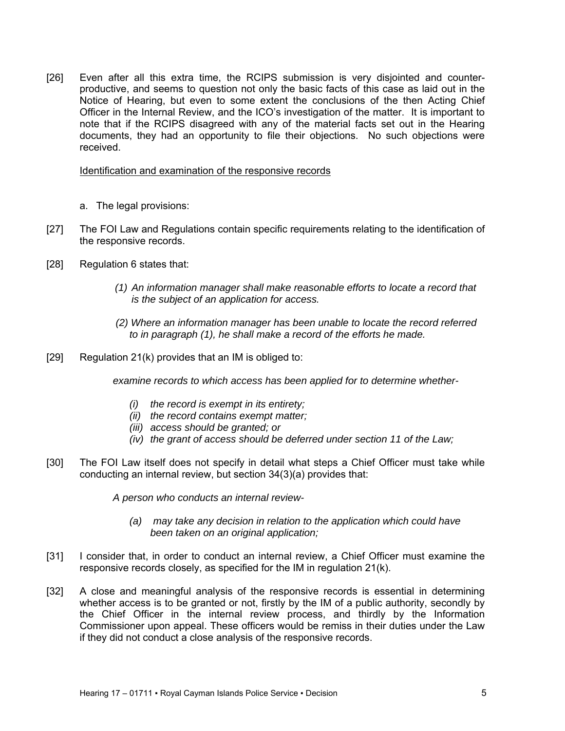[26] Even after all this extra time, the RCIPS submission is very disjointed and counter-productive, and seems to question not only the basic facts of this case as laid out in the Notice of Hearing, but even to some extent the conclusions of the then Acting Chief Officer in the Internal Review, and the ICO's investigation of the matter. It is important to note that if the RCIPS disagreed with any of the material facts set out in the Hearing documents, they had an opportunity to file their objections. No such objections were received.

<u>Identification and examination of the responsive records</u>

a. The legal provisions:

[27] The FOI Law and Regulations contain specific requirements relating to the identification of the responsive records.

[28] Regulation 6 states that:

> *(1) An information manager shall make reasonable efforts to locate a record that is the subject of an application for access.*
>
> *(2) Where an information manager has been unable to locate the record referred to in paragraph (1), he shall make a record of the efforts he made.*

[29] Regulation 21(k) provides that an IM is obliged to:

> *examine records to which access has been applied for to determine whether-*
>
> *(i) the record is exempt in its entirety;*
> *(ii) the record contains exempt matter;*
> *(iii) access should be granted; or*
> *(iv) the grant of access should be deferred under section 11 of the Law;*

[30] The FOI Law itself does not specify in detail what steps a Chief Officer must take while conducting an internal review, but section 34(3)(a) provides that:

> *A person who conducts an internal review-*
>
> *(a) may take any decision in relation to the application which could have been taken on an original application;*

[31] I consider that, in order to conduct an internal review, a Chief Officer must examine the responsive records closely, as specified for the IM in regulation 21(k).

[32] A close and meaningful analysis of the responsive records is essential in determining whether access is to be granted or not, firstly by the IM of a public authority, secondly by the Chief Officer in the internal review process, and thirdly by the Information Commissioner upon appeal. These officers would be remiss in their duties under the Law if they did not conduct a close analysis of the responsive records.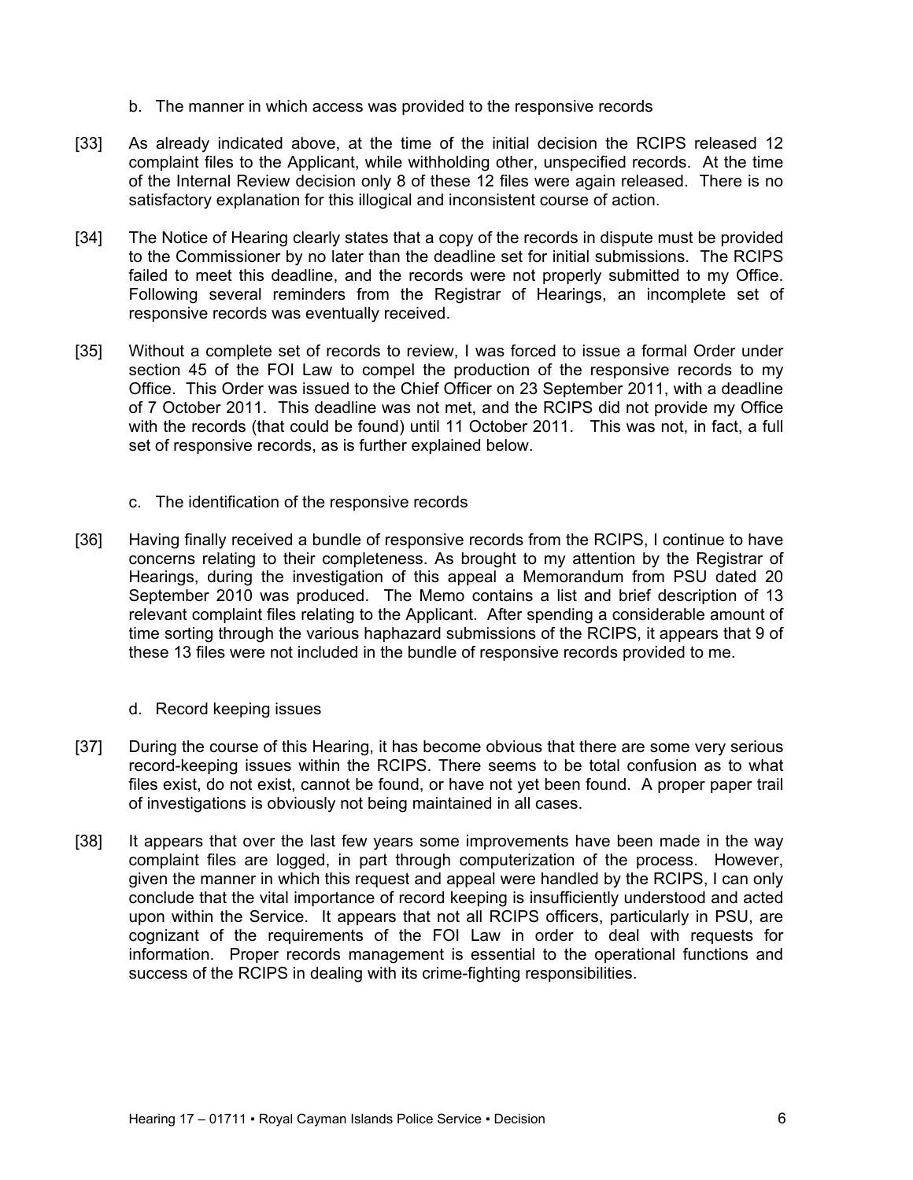b. The manner in which access was provided to the responsive records

[33] As already indicated above, at the time of the initial decision the RCIPS released 12 complaint files to the Applicant, while withholding other, unspecified records. At the time of the Internal Review decision only 8 of these 12 files were again released. There is no satisfactory explanation for this illogical and inconsistent course of action.

[34] The Notice of Hearing clearly states that a copy of the records in dispute must be provided to the Commissioner by no later than the deadline set for initial submissions. The RCIPS failed to meet this deadline, and the records were not properly submitted to my Office. Following several reminders from the Registrar of Hearings, an incomplete set of responsive records was eventually received.

[35] Without a complete set of records to review, I was forced to issue a formal Order under section 45 of the FOI Law to compel the production of the responsive records to my Office. This Order was issued to the Chief Officer on 23 September 2011, with a deadline of 7 October 2011. This deadline was not met, and the RCIPS did not provide my Office with the records (that could be found) until 11 October 2011. This was not, in fact, a full set of responsive records, as is further explained below.

c. The identification of the responsive records

[36] Having finally received a bundle of responsive records from the RCIPS, I continue to have concerns relating to their completeness. As brought to my attention by the Registrar of Hearings, during the investigation of this appeal a Memorandum from PSU dated 20 September 2010 was produced. The Memo contains a list and brief description of 13 relevant complaint files relating to the Applicant. After spending a considerable amount of time sorting through the various haphazard submissions of the RCIPS, it appears that 9 of these 13 files were not included in the bundle of responsive records provided to me.

d. Record keeping issues

[37] During the course of this Hearing, it has become obvious that there are some very serious record-keeping issues within the RCIPS. There seems to be total confusion as to what files exist, do not exist, cannot be found, or have not yet been found. A proper paper trail of investigations is obviously not being maintained in all cases.

[38] It appears that over the last few years some improvements have been made in the way complaint files are logged, in part through computerization of the process. However, given the manner in which this request and appeal were handled by the RCIPS, I can only conclude that the vital importance of record keeping is insufficiently understood and acted upon within the Service. It appears that not all RCIPS officers, particularly in PSU, are cognizant of the requirements of the FOI Law in order to deal with requests for information. Proper records management is essential to the operational functions and success of the RCIPS in dealing with its crime-fighting responsibilities.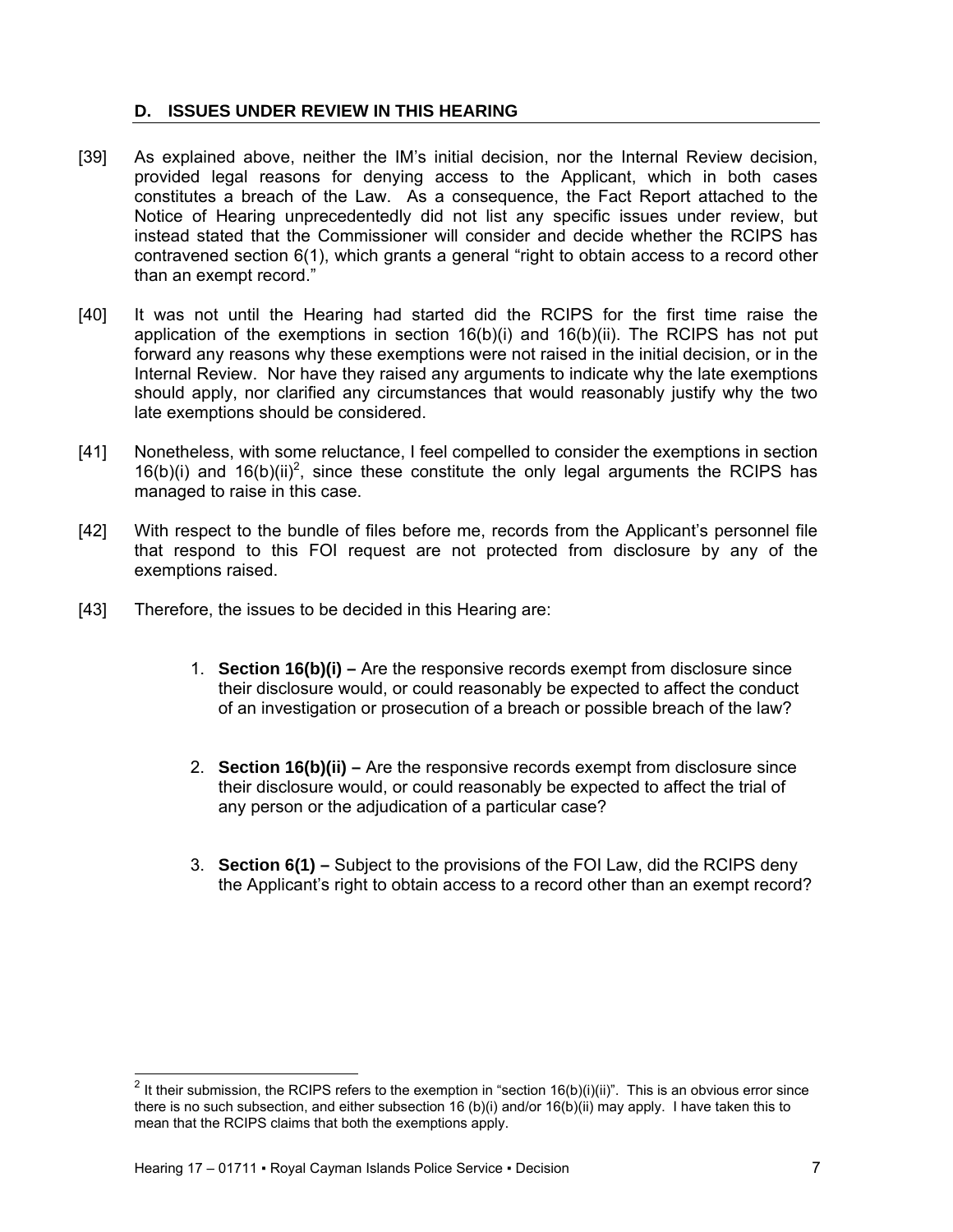## D. ISSUES UNDER REVIEW IN THIS HEARING

[39] As explained above, neither the IM's initial decision, nor the Internal Review decision, provided legal reasons for denying access to the Applicant, which in both cases constitutes a breach of the Law. As a consequence, the Fact Report attached to the Notice of Hearing unprecedentedly did not list any specific issues under review, but instead stated that the Commissioner will consider and decide whether the RCIPS has contravened section 6(1), which grants a general "right to obtain access to a record other than an exempt record."

[40] It was not until the Hearing had started did the RCIPS for the first time raise the application of the exemptions in section 16(b)(i) and 16(b)(ii). The RCIPS has not put forward any reasons why these exemptions were not raised in the initial decision, or in the Internal Review. Nor have they raised any arguments to indicate why the late exemptions should apply, nor clarified any circumstances that would reasonably justify why the two late exemptions should be considered.

[41] Nonetheless, with some reluctance, I feel compelled to consider the exemptions in section 16(b)(i) and 16(b)(ii)[2], since these constitute the only legal arguments the RCIPS has managed to raise in this case.

[42] With respect to the bundle of files before me, records from the Applicant's personnel file that respond to this FOI request are not protected from disclosure by any of the exemptions raised.

[43] Therefore, the issues to be decided in this Hearing are:

1. **Section 16(b)(i) –** Are the responsive records exempt from disclosure since their disclosure would, or could reasonably be expected to affect the conduct of an investigation or prosecution of a breach or possible breach of the law?

2. **Section 16(b)(ii) –** Are the responsive records exempt from disclosure since their disclosure would, or could reasonably be expected to affect the trial of any person or the adjudication of a particular case?

3. **Section 6(1) –** Subject to the provisions of the FOI Law, did the RCIPS deny the Applicant's right to obtain access to a record other than an exempt record?

---

[2] It their submission, the RCIPS refers to the exemption in "section 16(b)(i)(ii)". This is an obvious error since there is no such subsection, and either subsection 16 (b)(i) and/or 16(b)(ii) may apply. I have taken this to mean that the RCIPS claims that both the exemptions apply.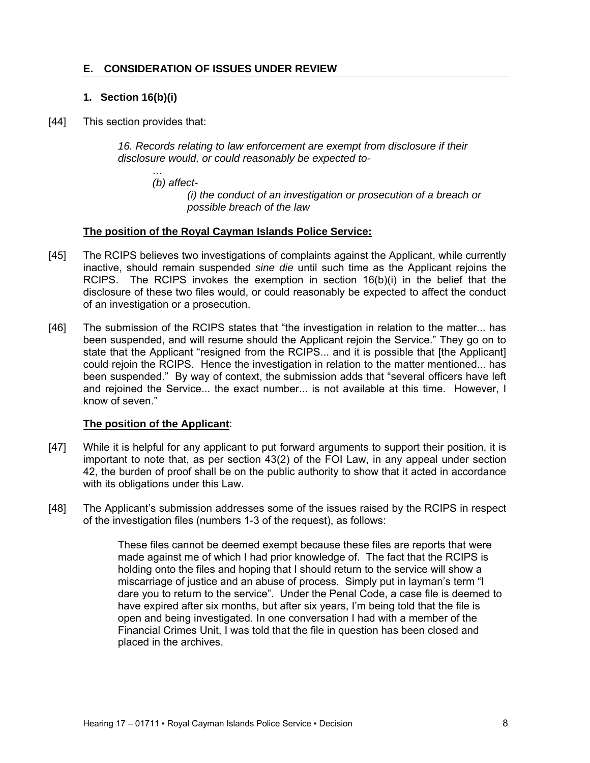## E. CONSIDERATION OF ISSUES UNDER REVIEW

### 1. Section 16(b)(i)

[44] This section provides that:

> *16. Records relating to law enforcement are exempt from disclosure if their disclosure would, or could reasonably be expected to-*
>
> *…*
>
> *(b) affect-*
>
> *(i) the conduct of an investigation or prosecution of a breach or possible breach of the law*

**The position of the Royal Cayman Islands Police Service:**

[45] The RCIPS believes two investigations of complaints against the Applicant, while currently inactive, should remain suspended *sine die* until such time as the Applicant rejoins the RCIPS. The RCIPS invokes the exemption in section 16(b)(i) in the belief that the disclosure of these two files would, or could reasonably be expected to affect the conduct of an investigation or a prosecution.

[46] The submission of the RCIPS states that "the investigation in relation to the matter... has been suspended, and will resume should the Applicant rejoin the Service." They go on to state that the Applicant "resigned from the RCIPS... and it is possible that [the Applicant] could rejoin the RCIPS. Hence the investigation in relation to the matter mentioned... has been suspended." By way of context, the submission adds that "several officers have left and rejoined the Service... the exact number... is not available at this time. However, I know of seven."

**The position of the Applicant**:

[47] While it is helpful for any applicant to put forward arguments to support their position, it is important to note that, as per section 43(2) of the FOI Law, in any appeal under section 42, the burden of proof shall be on the public authority to show that it acted in accordance with its obligations under this Law.

[48] The Applicant's submission addresses some of the issues raised by the RCIPS in respect of the investigation files (numbers 1-3 of the request), as follows:

> These files cannot be deemed exempt because these files are reports that were made against me of which I had prior knowledge of. The fact that the RCIPS is holding onto the files and hoping that I should return to the service will show a miscarriage of justice and an abuse of process. Simply put in layman's term "I dare you to return to the service". Under the Penal Code, a case file is deemed to have expired after six months, but after six years, I'm being told that the file is open and being investigated. In one conversation I had with a member of the Financial Crimes Unit, I was told that the file in question has been closed and placed in the archives.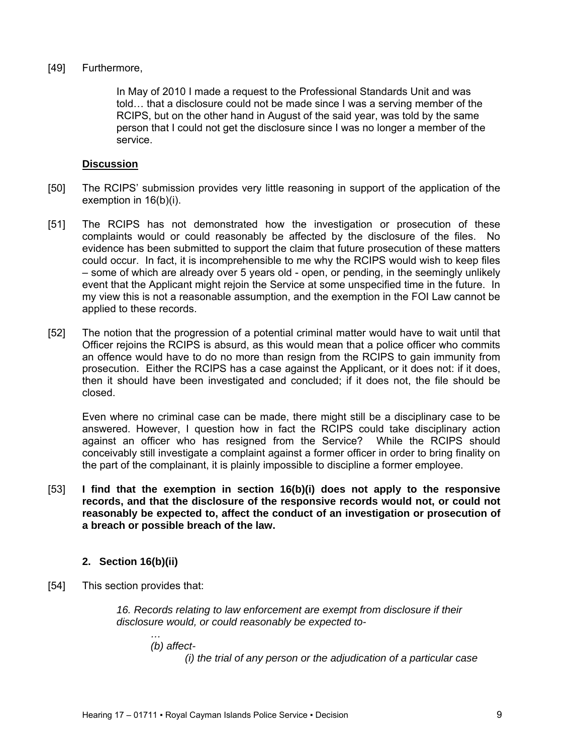[49] Furthermore,

> In May of 2010 I made a request to the Professional Standards Unit and was told… that a disclosure could not be made since I was a serving member of the RCIPS, but on the other hand in August of the said year, was told by the same person that I could not get the disclosure since I was no longer a member of the service.

**Discussion**

[50] The RCIPS' submission provides very little reasoning in support of the application of the exemption in 16(b)(i).

[51] The RCIPS has not demonstrated how the investigation or prosecution of these complaints would or could reasonably be affected by the disclosure of the files. No evidence has been submitted to support the claim that future prosecution of these matters could occur. In fact, it is incomprehensible to me why the RCIPS would wish to keep files – some of which are already over 5 years old - open, or pending, in the seemingly unlikely event that the Applicant might rejoin the Service at some unspecified time in the future. In my view this is not a reasonable assumption, and the exemption in the FOI Law cannot be applied to these records.

[52] The notion that the progression of a potential criminal matter would have to wait until that Officer rejoins the RCIPS is absurd, as this would mean that a police officer who commits an offence would have to do no more than resign from the RCIPS to gain immunity from prosecution. Either the RCIPS has a case against the Applicant, or it does not: if it does, then it should have been investigated and concluded; if it does not, the file should be closed.

Even where no criminal case can be made, there might still be a disciplinary case to be answered. However, I question how in fact the RCIPS could take disciplinary action against an officer who has resigned from the Service? While the RCIPS should conceivably still investigate a complaint against a former officer in order to bring finality on the part of the complainant, it is plainly impossible to discipline a former employee.

[53] **I find that the exemption in section 16(b)(i) does not apply to the responsive records, and that the disclosure of the responsive records would not, or could not reasonably be expected to, affect the conduct of an investigation or prosecution of a breach or possible breach of the law.**

### 2. Section 16(b)(ii)

[54] This section provides that:

> *16. Records relating to law enforcement are exempt from disclosure if their disclosure would, or could reasonably be expected to-*
>
> *…*
>
> *(b) affect-*
>
> *(i) the trial of any person or the adjudication of a particular case*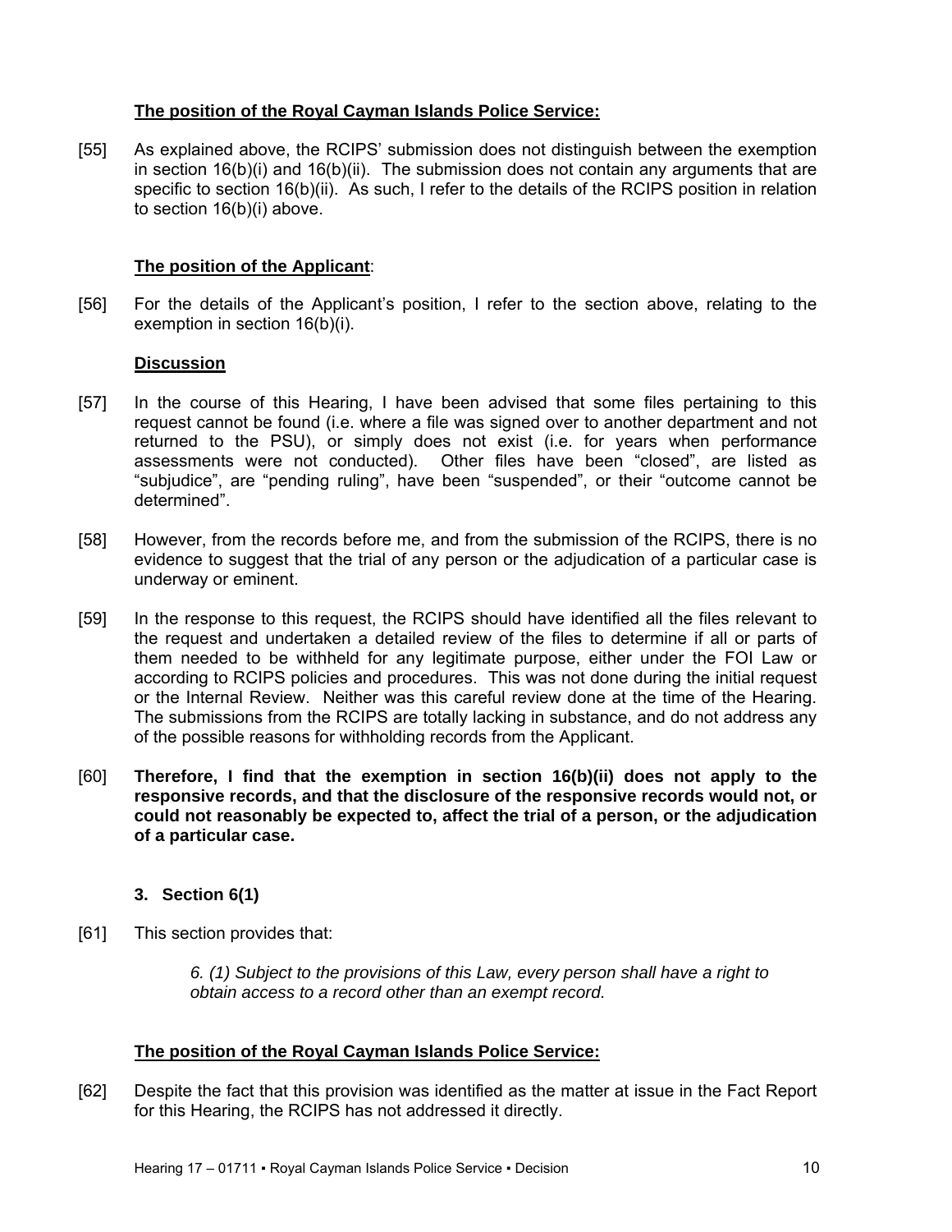**<u>The position of the Royal Cayman Islands Police Service:</u>**

[55] As explained above, the RCIPS' submission does not distinguish between the exemption in section 16(b)(i) and 16(b)(ii). The submission does not contain any arguments that are specific to section 16(b)(ii). As such, I refer to the details of the RCIPS position in relation to section 16(b)(i) above.

**<u>The position of the Applicant</u>**:

[56] For the details of the Applicant's position, I refer to the section above, relating to the exemption in section 16(b)(i).

**<u>Discussion</u>**

[57] In the course of this Hearing, I have been advised that some files pertaining to this request cannot be found (i.e. where a file was signed over to another department and not returned to the PSU), or simply does not exist (i.e. for years when performance assessments were not conducted). Other files have been "closed", are listed as "subjudice", are "pending ruling", have been "suspended", or their "outcome cannot be determined".

[58] However, from the records before me, and from the submission of the RCIPS, there is no evidence to suggest that the trial of any person or the adjudication of a particular case is underway or eminent.

[59] In the response to this request, the RCIPS should have identified all the files relevant to the request and undertaken a detailed review of the files to determine if all or parts of them needed to be withheld for any legitimate purpose, either under the FOI Law or according to RCIPS policies and procedures. This was not done during the initial request or the Internal Review. Neither was this careful review done at the time of the Hearing. The submissions from the RCIPS are totally lacking in substance, and do not address any of the possible reasons for withholding records from the Applicant.

[60] **Therefore, I find that the exemption in section 16(b)(ii) does not apply to the responsive records, and that the disclosure of the responsive records would not, or could not reasonably be expected to, affect the trial of a person, or the adjudication of a particular case.**

### 3. Section 6(1)

[61] This section provides that:

> *6. (1) Subject to the provisions of this Law, every person shall have a right to obtain access to a record other than an exempt record.*

**<u>The position of the Royal Cayman Islands Police Service:</u>**

[62] Despite the fact that this provision was identified as the matter at issue in the Fact Report for this Hearing, the RCIPS has not addressed it directly.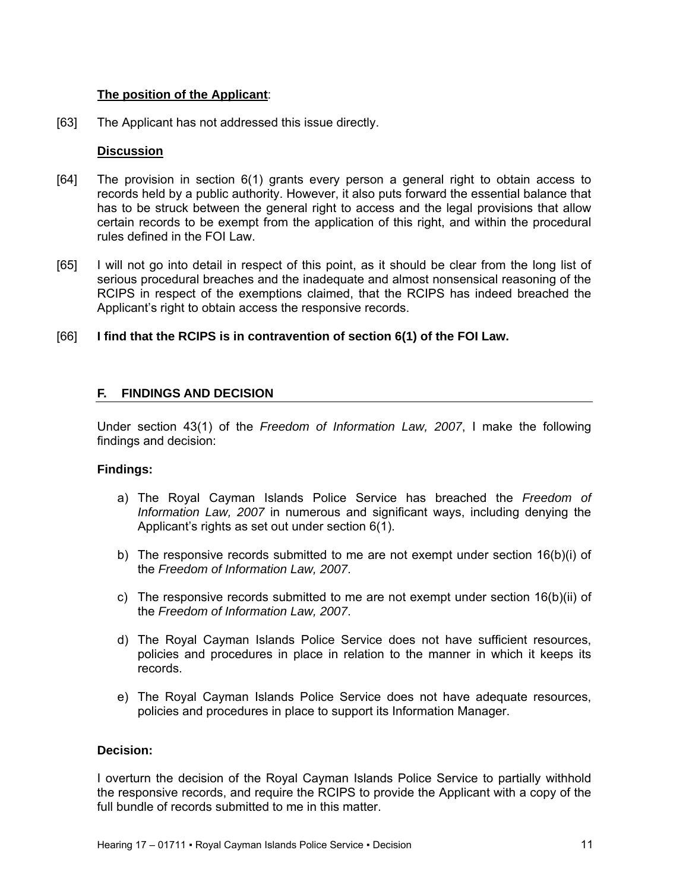**The position of the Applicant**:

[63] The Applicant has not addressed this issue directly.

**Discussion**

[64] The provision in section 6(1) grants every person a general right to obtain access to records held by a public authority. However, it also puts forward the essential balance that has to be struck between the general right to access and the legal provisions that allow certain records to be exempt from the application of this right, and within the procedural rules defined in the FOI Law.

[65] I will not go into detail in respect of this point, as it should be clear from the long list of serious procedural breaches and the inadequate and almost nonsensical reasoning of the RCIPS in respect of the exemptions claimed, that the RCIPS has indeed breached the Applicant's right to obtain access the responsive records.

[66] **I find that the RCIPS is in contravention of section 6(1) of the FOI Law.**

## F. FINDINGS AND DECISION

Under section 43(1) of the *Freedom of Information Law, 2007*, I make the following findings and decision:

**Findings:**

a) The Royal Cayman Islands Police Service has breached the *Freedom of Information Law, 2007* in numerous and significant ways, including denying the Applicant's rights as set out under section 6(1).

b) The responsive records submitted to me are not exempt under section 16(b)(i) of the *Freedom of Information Law, 2007*.

c) The responsive records submitted to me are not exempt under section 16(b)(ii) of the *Freedom of Information Law, 2007*.

d) The Royal Cayman Islands Police Service does not have sufficient resources, policies and procedures in place in relation to the manner in which it keeps its records.

e) The Royal Cayman Islands Police Service does not have adequate resources, policies and procedures in place to support its Information Manager.

**Decision:**

I overturn the decision of the Royal Cayman Islands Police Service to partially withhold the responsive records, and require the RCIPS to provide the Applicant with a copy of the full bundle of records submitted to me in this matter.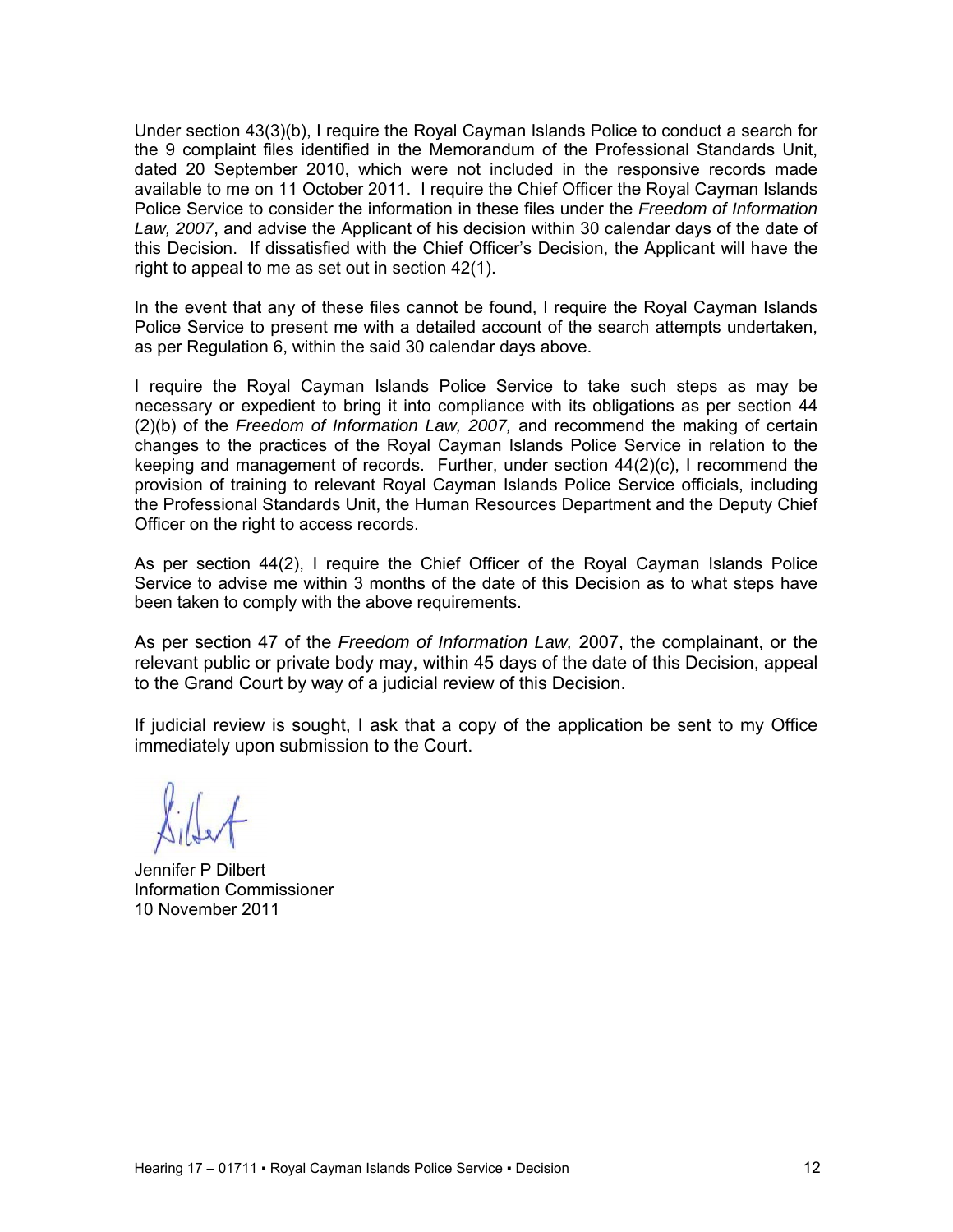Under section 43(3)(b), I require the Royal Cayman Islands Police to conduct a search for the 9 complaint files identified in the Memorandum of the Professional Standards Unit, dated 20 September 2010, which were not included in the responsive records made available to me on 11 October 2011. I require the Chief Officer the Royal Cayman Islands Police Service to consider the information in these files under the *Freedom of Information Law, 2007*, and advise the Applicant of his decision within 30 calendar days of the date of this Decision. If dissatisfied with the Chief Officer's Decision, the Applicant will have the right to appeal to me as set out in section 42(1).

In the event that any of these files cannot be found, I require the Royal Cayman Islands Police Service to present me with a detailed account of the search attempts undertaken, as per Regulation 6, within the said 30 calendar days above.

I require the Royal Cayman Islands Police Service to take such steps as may be necessary or expedient to bring it into compliance with its obligations as per section 44 (2)(b) of the *Freedom of Information Law, 2007,* and recommend the making of certain changes to the practices of the Royal Cayman Islands Police Service in relation to the keeping and management of records. Further, under section 44(2)(c), I recommend the provision of training to relevant Royal Cayman Islands Police Service officials, including the Professional Standards Unit, the Human Resources Department and the Deputy Chief Officer on the right to access records.

As per section 44(2), I require the Chief Officer of the Royal Cayman Islands Police Service to advise me within 3 months of the date of this Decision as to what steps have been taken to comply with the above requirements.

As per section 47 of the *Freedom of Information Law,* 2007, the complainant, or the relevant public or private body may, within 45 days of the date of this Decision, appeal to the Grand Court by way of a judicial review of this Decision.

If judicial review is sought, I ask that a copy of the application be sent to my Office immediately upon submission to the Court.

Jennifer P Dilbert
Information Commissioner
10 November 2011